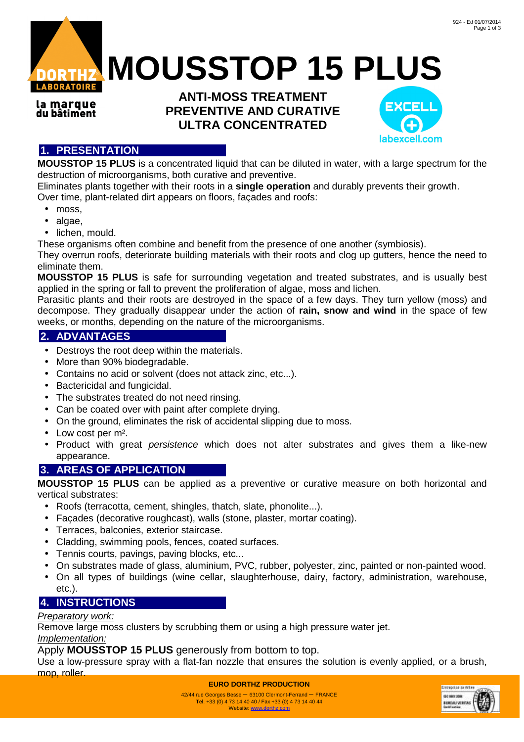# MOUSSTOP 15 PLUS

**ANTI-MOSS TREATMENT**
**PREVENTIVE AND CURATIVE**
**ULTRA CONCENTRATED**

## 1. PRESENTATION

**MOUSSTOP 15 PLUS** is a concentrated liquid that can be diluted in water, with a large spectrum for the destruction of microorganisms, both curative and preventive.

Eliminates plants together with their roots in a **single operation** and durably prevents their growth.

Over time, plant-related dirt appears on floors, façades and roofs:

- moss,
- algae,
- lichen, mould.

These organisms often combine and benefit from the presence of one another (symbiosis).

They overrun roofs, deteriorate building materials with their roots and clog up gutters, hence the need to eliminate them.

**MOUSSTOP 15 PLUS** is safe for surrounding vegetation and treated substrates, and is usually best applied in the spring or fall to prevent the proliferation of algae, moss and lichen.

Parasitic plants and their roots are destroyed in the space of a few days. They turn yellow (moss) and decompose. They gradually disappear under the action of **rain, snow and wind** in the space of few weeks, or months, depending on the nature of the microorganisms.

## 2. ADVANTAGES

- Destroys the root deep within the materials.
- More than 90% biodegradable.
- Contains no acid or solvent (does not attack zinc, etc...).
- Bactericidal and fungicidal.
- The substrates treated do not need rinsing.
- Can be coated over with paint after complete drying.
- On the ground, eliminates the risk of accidental slipping due to moss.
- Low cost per m².
- Product with great *persistence* which does not alter substrates and gives them a like-new appearance.

## 3. AREAS OF APPLICATION

**MOUSSTOP 15 PLUS** can be applied as a preventive or curative measure on both horizontal and vertical substrates:

- Roofs (terracotta, cement, shingles, thatch, slate, phonolite...).
- Façades (decorative roughcast), walls (stone, plaster, mortar coating).
- Terraces, balconies, exterior staircase.
- Cladding, swimming pools, fences, coated surfaces.
- Tennis courts, pavings, paving blocks, etc...
- On substrates made of glass, aluminium, PVC, rubber, polyester, zinc, painted or non-painted wood.
- On all types of buildings (wine cellar, slaughterhouse, dairy, factory, administration, warehouse, etc.).

## 4. INSTRUCTIONS

*Preparatory work:*

Remove large moss clusters by scrubbing them or using a high pressure water jet.

*Implementation:*

Apply **MOUSSTOP 15 PLUS** generously from bottom to top.

Use a low-pressure spray with a flat-fan nozzle that ensures the solution is evenly applied, or a brush, mop, roller.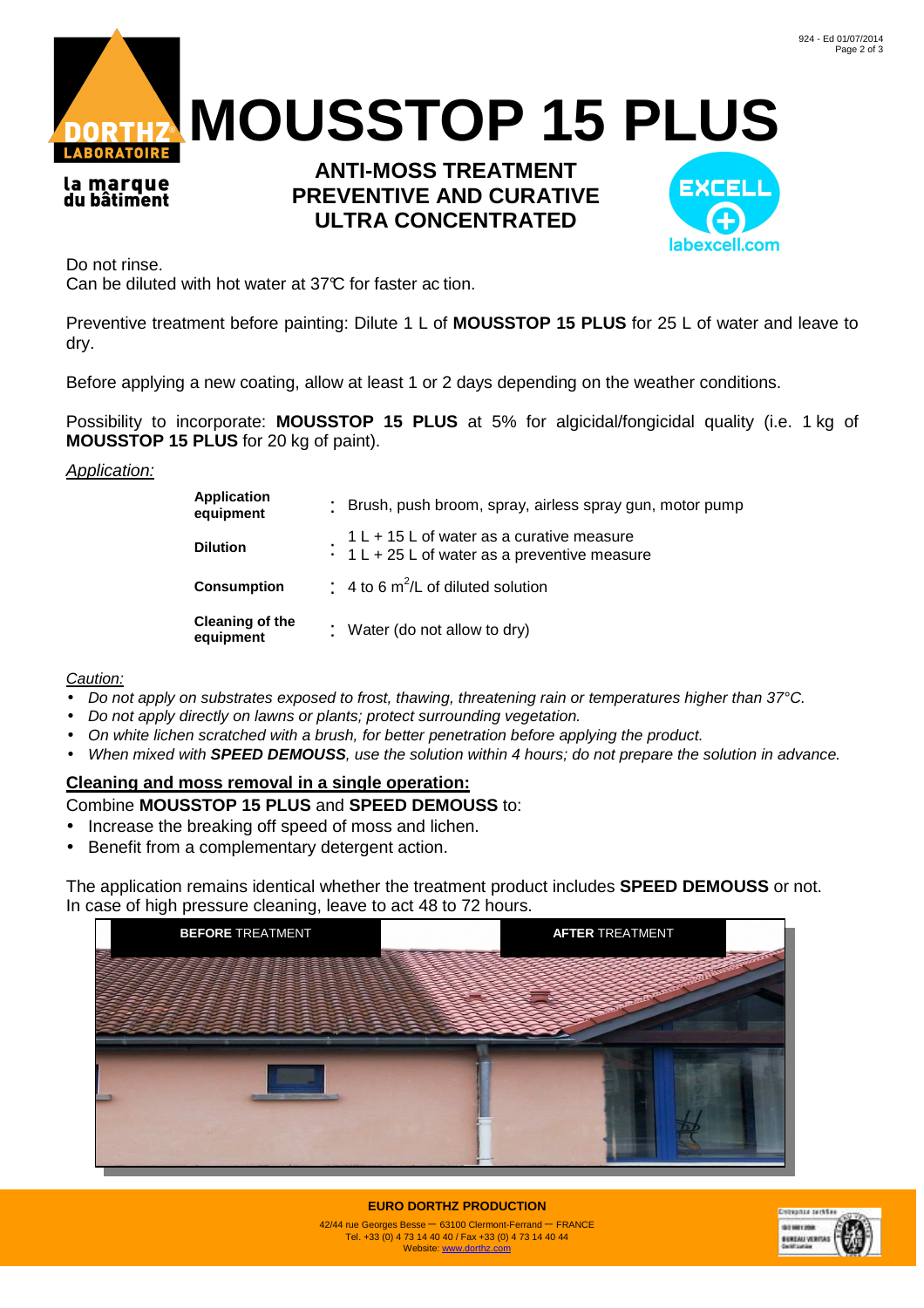# MOUSSTOP 15 PLUS

**ANTI-MOSS TREATMENT**
**PREVENTIVE AND CURATIVE**
**ULTRA CONCENTRATED**

Do not rinse.
Can be diluted with hot water at 37°C for faster action.

Preventive treatment before painting: Dilute 1 L of **MOUSSTOP 15 PLUS** for 25 L of water and leave to dry.

Before applying a new coating, allow at least 1 or 2 days depending on the weather conditions.

Possibility to incorporate: **MOUSSTOP 15 PLUS** at 5% for algicidal/fongicidal quality (i.e. 1 kg of **MOUSSTOP 15 PLUS** for 20 kg of paint).

*Application:*

| | |
|---|---|
| **Application equipment** | : Brush, push broom, spray, airless spray gun, motor pump |
| **Dilution** | : 1 L + 15 L of water as a curative measure<br>1 L + 25 L of water as a preventive measure |
| **Consumption** | : 4 to 6 $m^2$/L of diluted solution |
| **Cleaning of the equipment** | : Water (do not allow to dry) |

*Caution:*

- *Do not apply on substrates exposed to frost, thawing, threatening rain or temperatures higher than 37°C.*
- *Do not apply directly on lawns or plants; protect surrounding vegetation.*
- *On white lichen scratched with a brush, for better penetration before applying the product.*
- *When mixed with **SPEED DEMOUSS**, use the solution within 4 hours; do not prepare the solution in advance.*

**Cleaning and moss removal in a single operation:**

Combine **MOUSSTOP 15 PLUS** and **SPEED DEMOUSS** to:

- Increase the breaking off speed of moss and lichen.
- Benefit from a complementary detergent action.

The application remains identical whether the treatment product includes **SPEED DEMOUSS** or not.
In case of high pressure cleaning, leave to act 48 to 72 hours.

**BEFORE** TREATMENT **AFTER** TREATMENT

**EURO DORTHZ PRODUCTION**
42/44 rue Georges Besse – 63100 Clermont-Ferrand – FRANCE
Tel. +33 (0) 4 73 14 40 40 / Fax +33 (0) 4 73 14 40 44
Website: www.dorthz.com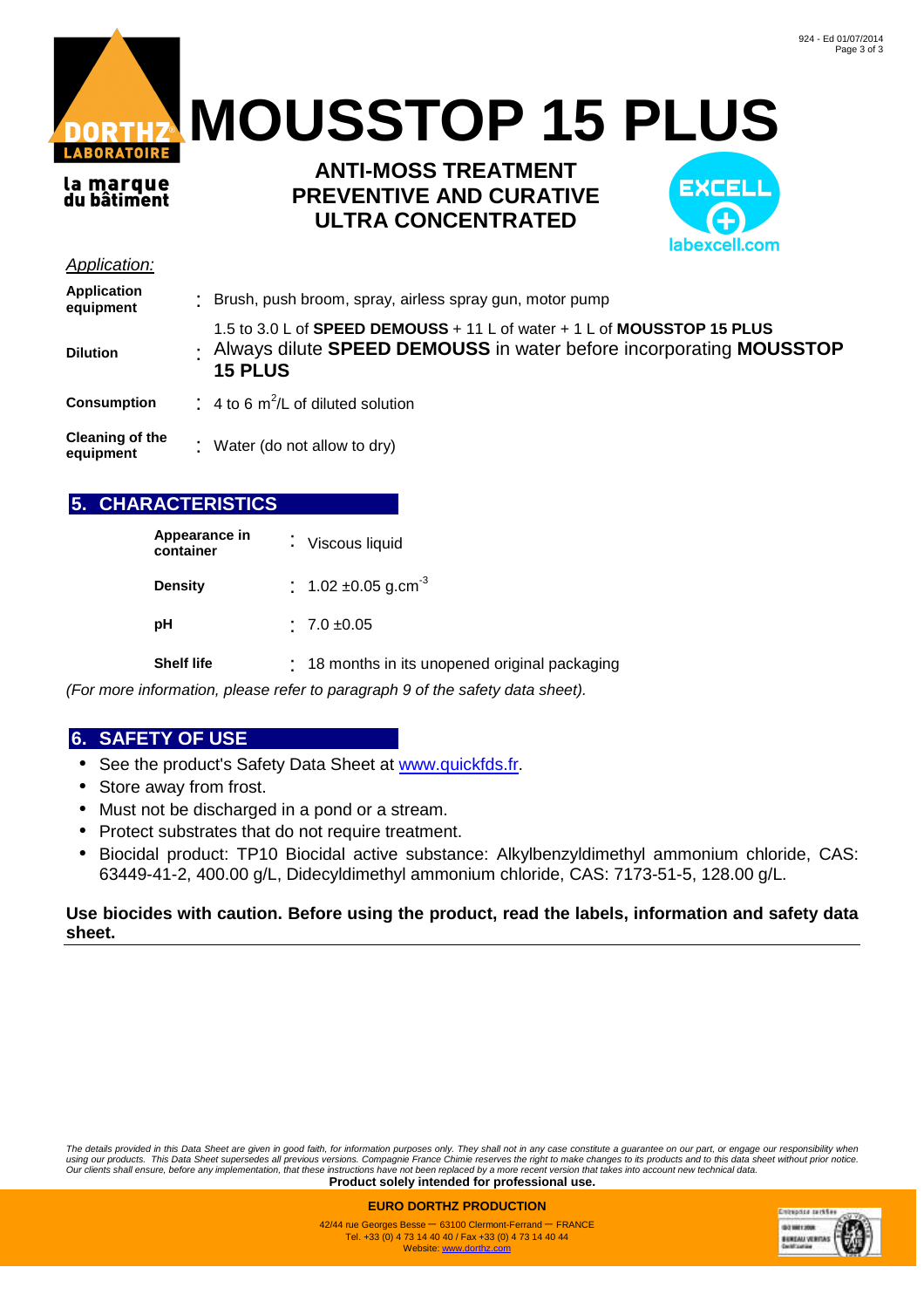# MOUSSTOP 15 PLUS

**ANTI-MOSS TREATMENT**
**PREVENTIVE AND CURATIVE**
**ULTRA CONCENTRATED**

*Application:*

| | |
|---|---|
| **Application equipment** | : Brush, push broom, spray, airless spray gun, motor pump |
| **Dilution** | : 1.5 to 3.0 L of **SPEED DEMOUSS** + 11 L of water + 1 L of **MOUSSTOP 15 PLUS**<br>Always dilute **SPEED DEMOUSS** in water before incorporating **MOUSSTOP 15 PLUS** |
| **Consumption** | : 4 to 6 $m^2$/L of diluted solution |
| **Cleaning of the equipment** | : Water (do not allow to dry) |

## 5. CHARACTERISTICS

| | |
|---|---|
| **Appearance in container** | : Viscous liquid |
| **Density** | : 1.02 ±0.05 $g.cm^{-3}$ |
| **pH** | : 7.0 ±0.05 |
| **Shelf life** | : 18 months in its unopened original packaging |

*(For more information, please refer to paragraph 9 of the safety data sheet).*

## 6. SAFETY OF USE

- See the product's Safety Data Sheet at www.quickfds.fr.
- Store away from frost.
- Must not be discharged in a pond or a stream.
- Protect substrates that do not require treatment.
- Biocidal product: TP10 Biocidal active substance: Alkylbenzyldimethyl ammonium chloride, CAS: 63449-41-2, 400.00 g/L, Didecyldimethyl ammonium chloride, CAS: 7173-51-5, 128.00 g/L.

**Use biocides with caution. Before using the product, read the labels, information and safety data sheet.**

*The details provided in this Data Sheet are given in good faith, for information purposes only. They shall not in any case constitute a guarantee on our part, or engage our responsibility when using our products. This Data Sheet supersedes all previous versions. Compagnie France Chimie reserves the right to make changes to its products and to this data sheet without prior notice. Our clients shall ensure, before any implementation, that these instructions have not been replaced by a more recent version that takes into account new technical data.*

**Product solely intended for professional use.**

**EURO DORTHZ PRODUCTION**
42/44 rue Georges Besse – 63100 Clermont-Ferrand – FRANCE
Tel. +33 (0) 4 73 14 40 40 / Fax +33 (0) 4 73 14 40 44
Website: www.dorthz.com